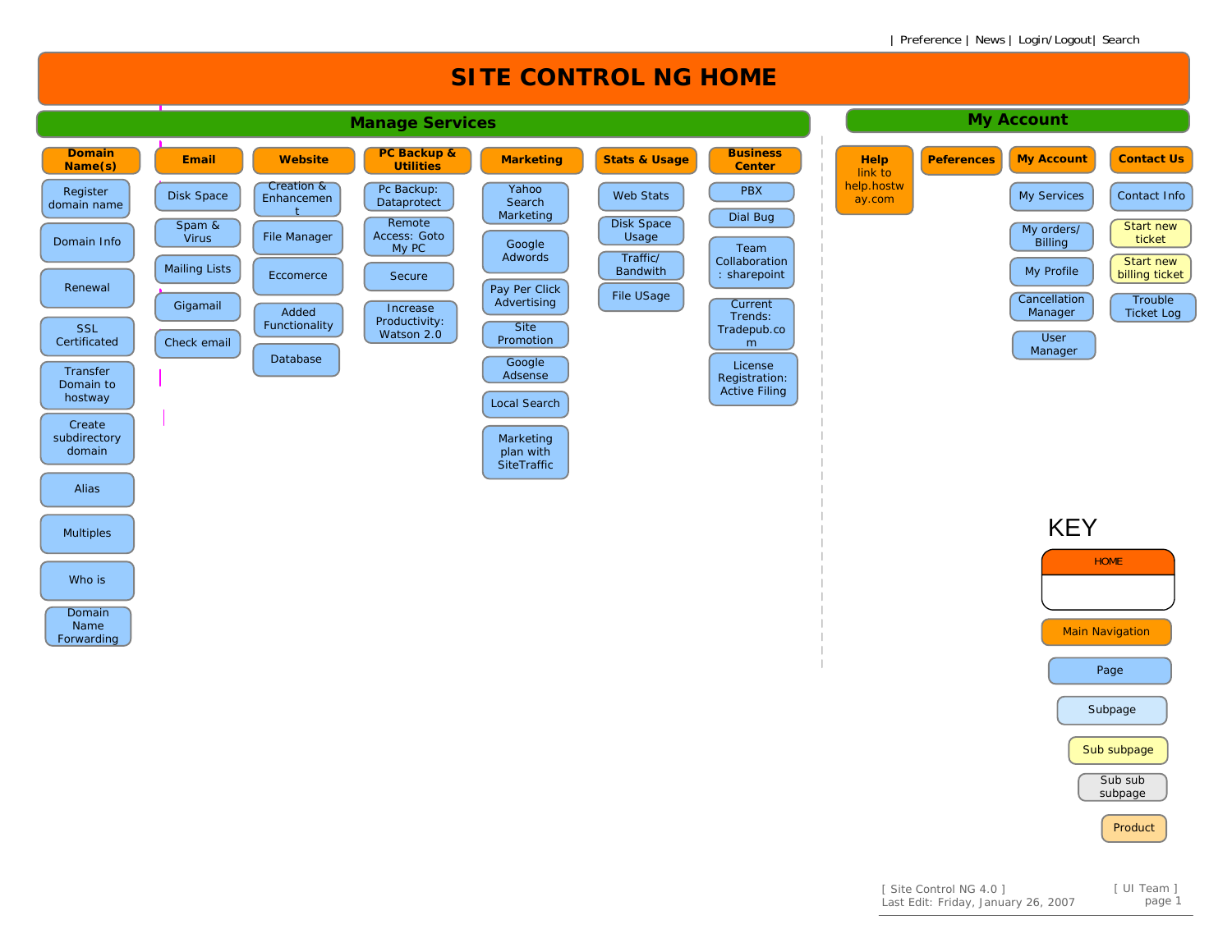| Preference | News | Login/Logout | Search

# SITE CONTROL NG HOME

## Manage Services

### Domain Name(s)
- Register domain name
- Domain Info
- Renewal
- SSL Certificated
- Transfer Domain to hostway
- Create subdirectory domain
- Alias
- Multiples
- Who is
- Domain Name Forwarding

### Email
- Disk Space
- Spam & Virus
- Mailing Lists
- Gigamail
- Check email

### Website
- Creation & Enhancement
- File Manager
- Eccomerce
- Added Functionality
- Database

### PC Backup & Utilities
- Pc Backup: Dataprotect
- Remote Access: Goto My PC
- Secure
- Increase Productivity: Watson 2.0

### Marketing
- Yahoo Search Marketing
- Google Adwords
- Pay Per Click Advertising
- Site Promotion
- Google Adsense
- Local Search
- Marketing plan with SiteTraffic

### Stats & Usage
- Web Stats
- Disk Space Usage
- Traffic/ Bandwith
- File USage

### Business Center
- PBX
- Dial Bug
- Team Collaboration : sharepoint
- Current Trends: Tradepub.com
- License Registration: Active Filing

## My Account

### Help
link to help.hostway.com

### Peferences

### My Account
- My Services
- My orders/ Billing
- My Profile
- Cancellation Manager
- User Manager

### Contact Us
- Contact Info
  - Start new ticket
  - Start new billing ticket
- Trouble Ticket Log

## KEY
- HOME
- Main Navigation
- Page
- Subpage
- Sub subpage
- Sub sub subpage
- Product

[ Site Control NG 4.0 ]
Last Edit: Friday, January 26, 2007

[ UI Team ]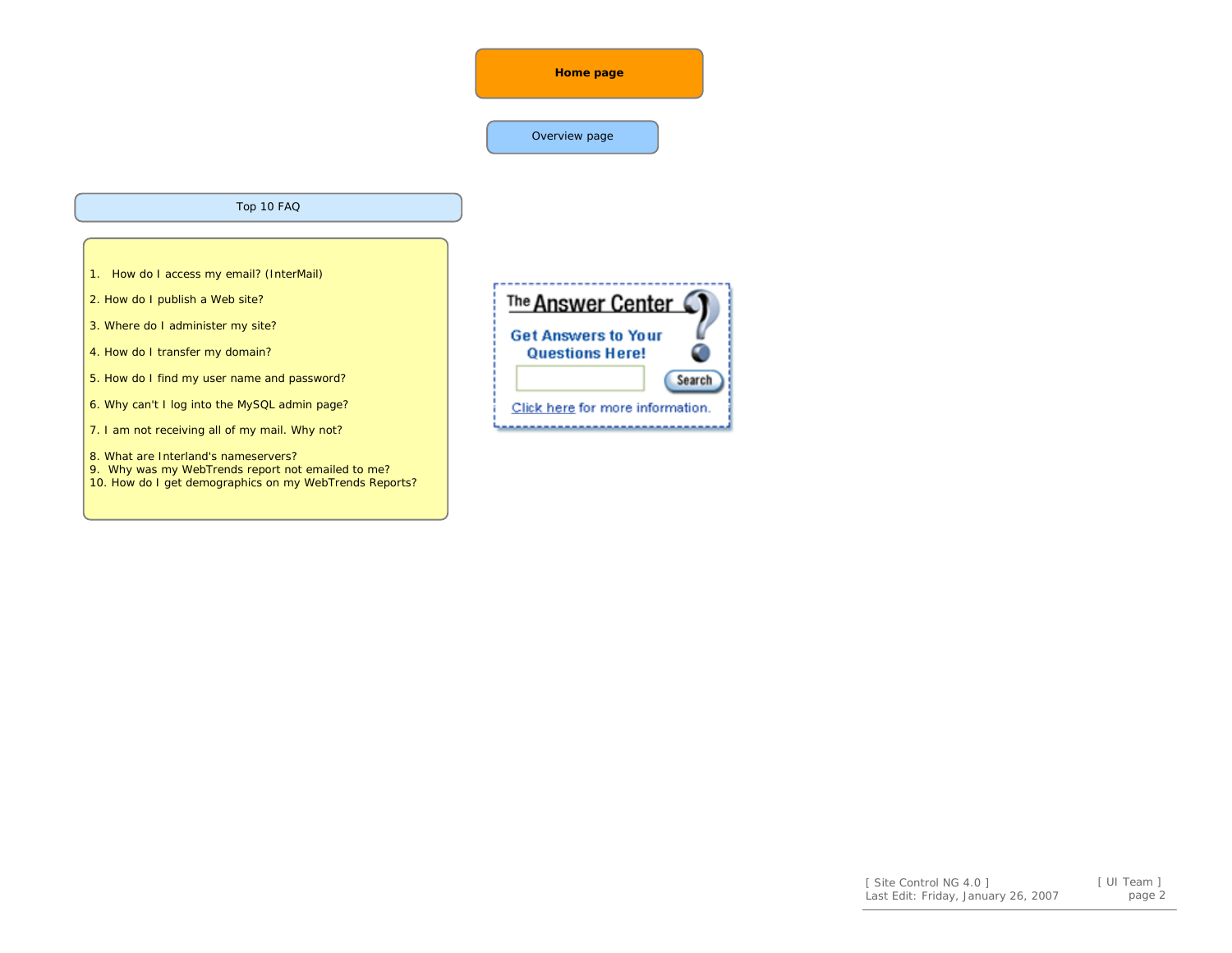**Home page**

Overview page

Top 10 FAQ

1. How do I access my email? (InterMail)
2. How do I publish a Web site?
3. Where do I administer my site?
4. How do I transfer my domain?
5. How do I find my user name and password?
6. Why can't I log into the MySQL admin page?
7. I am not receiving all of my mail. Why not?
8. What are Interland's nameservers?
9. Why was my WebTrends report not emailed to me?
10. How do I get demographics on my WebTrends Reports?

The Answer Center

Get Answers to Your Questions Here!

Search

Click here for more information.

[ Site Control NG 4.0 ]
Last Edit: Friday, January 26, 2007

[ UI Team ]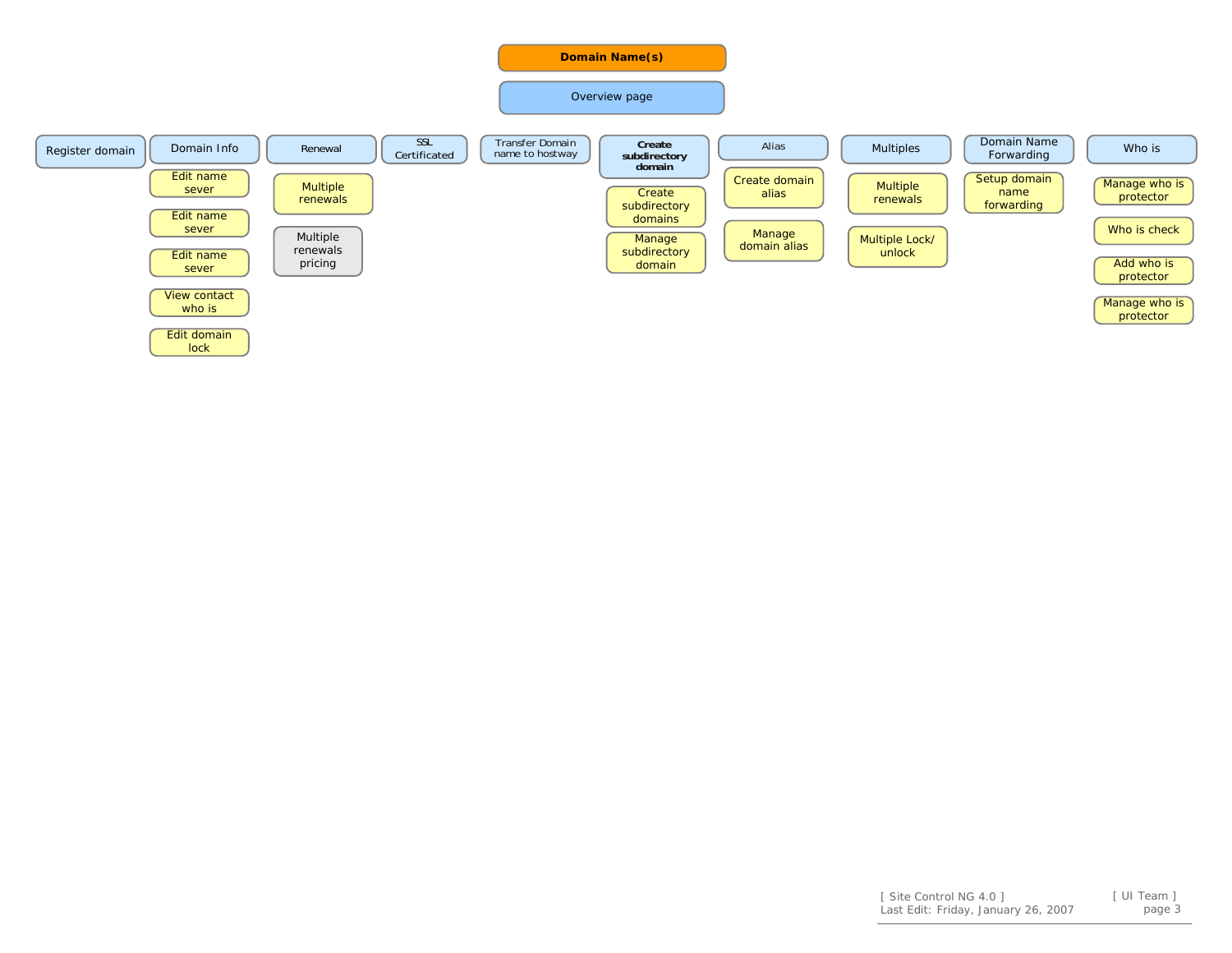# Domain Name(s)

## Overview page

- **Register domain**
- **Domain Info**
  - Edit name sever
  - Edit name sever
  - Edit name sever
  - View contact who is
  - Edit domain lock
- **Renewal**
  - Multiple renewals
  - Multiple renewals pricing
- **SSL Certificated**
- **Transfer Domain name to hostway**
- **Create subdirectory domain**
  - Create subdirectory domains
  - Manage subdirectory domain
- **Alias**
  - Create domain alias
  - Manage domain alias
- **Multiples**
  - Multiple renewals
  - Multiple Lock/ unlock
- **Domain Name Forwarding**
  - Setup domain name forwarding
- **Who is**
  - Manage who is protector
  - Who is check
  - Add who is protector
  - Manage who is protector

[ Site Control NG 4.0 ]
Last Edit: Friday, January 26, 2007

[ UI Team ]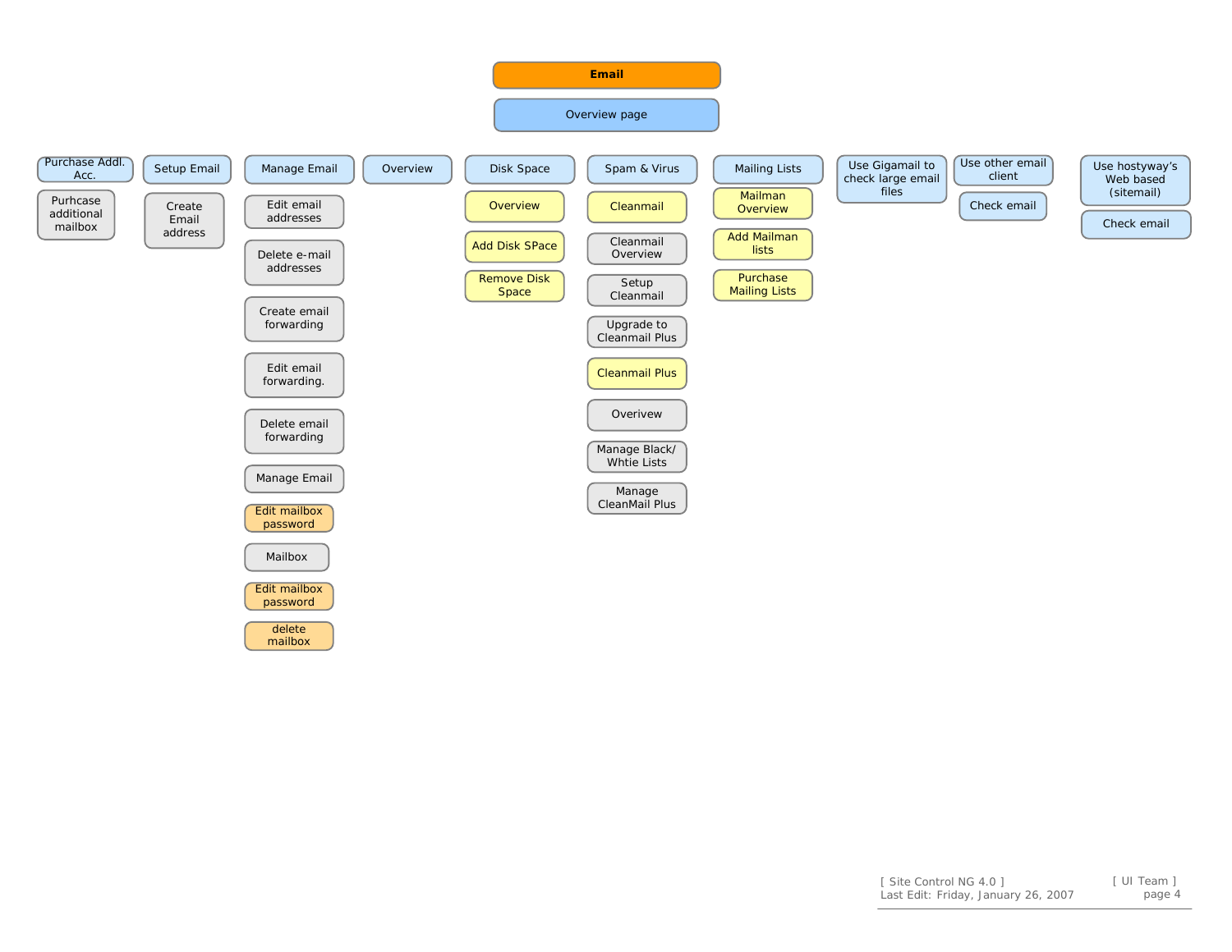# Email

## Overview page

- **Purchase Addl. Acc.**
  - Purhcase additional mailbox
- **Setup Email**
  - Create Email address
- **Manage Email**
  - Edit email addresses
  - Delete e-mail addresses
  - Create email forwarding
  - Edit email forwarding.
  - Delete email forwarding
  - Manage Email
  - Edit mailbox password
  - Mailbox
  - Edit mailbox password
  - delete mailbox
- **Overview**
- **Disk Space**
  - Overview
  - Add Disk SPace
  - Remove Disk Space
- **Spam & Virus**
  - Cleanmail
  - Cleanmail Overview
  - Setup Cleanmail
  - Upgrade to Cleanmail Plus
  - Cleanmail Plus
  - Overivew
  - Manage Black/ Whtie Lists
  - Manage CleanMail Plus
- **Mailing Lists**
  - Mailman Overview
  - Add Mailman lists
  - Purchase Mailing Lists
- **Use Gigamail to check large email files**
- **Use other email client**
  - Check email
- **Use hostyway's Web based (sitemail)**
  - Check email

[ Site Control NG 4.0 ]
Last Edit: Friday, January 26, 2007

[ UI Team ]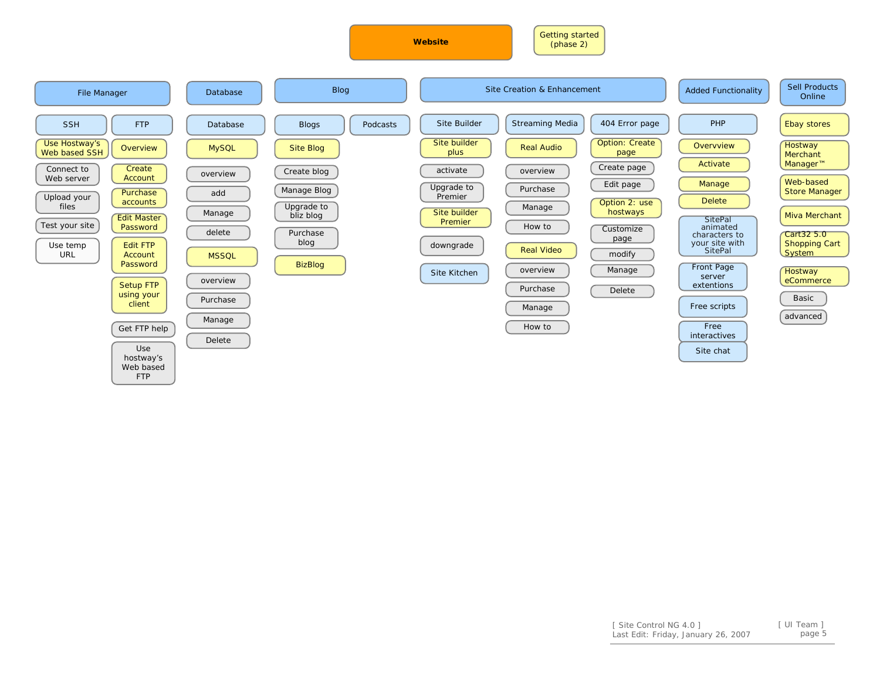# Website

Getting started (phase 2)

## File Manager

### SSH
- Use Hostway's Web based SSH
- Connect to Web server
- Upload your files
- Test your site
- Use temp URL

### FTP
- Overview
- Create Account
- Purchase accounts
- Edit Master Password
- Edit FTP Account Password
- Setup FTP using your client
- Get FTP help
- Use hostway's Web based FTP

## Database

### Database
- MySQL
  - overview
  - add
  - Manage
  - delete
- MSSQL
  - overview
  - Purchase
  - Manage
  - Delete

## Blog

### Blogs
- Site Blog
  - Create blog
  - Manage Blog
  - Upgrade to bliz blog
  - Purchase blog
- BizBlog

### Podcasts

## Site Creation & Enhancement

### Site Builder
- Site builder plus
  - activate
  - Upgrade to Premier
- Site builder Premier
  - downgrade
- Site Kitchen

### Streaming Media
- Real Audio
  - overview
  - Purchase
  - Manage
  - How to
- Real Video
  - overview
  - Purchase
  - Manage
  - How to

### 404 Error page
- Option: Create page
  - Create page
  - Edit page
- Option 2: use hostways
  - Customize page
  - modify
  - Manage
  - Delete

## Added Functionality

### PHP
- Overvview
- Activate
- Manage
- Delete

### SitePal animated characters to your site with SitePal

### Front Page server extentions

### Free scripts

### Free interactives

### Site chat

## Sell Products Online
- Ebay stores
- Hostway Merchant Manager™
- Web-based Store Manager
- Miva Merchant
- Cart32 5.0 Shopping Cart System
- Hostway eCommerce
  - Basic
  - advanced

[ Site Control NG 4.0 ]
Last Edit: Friday, January 26, 2007

[ UI Team ]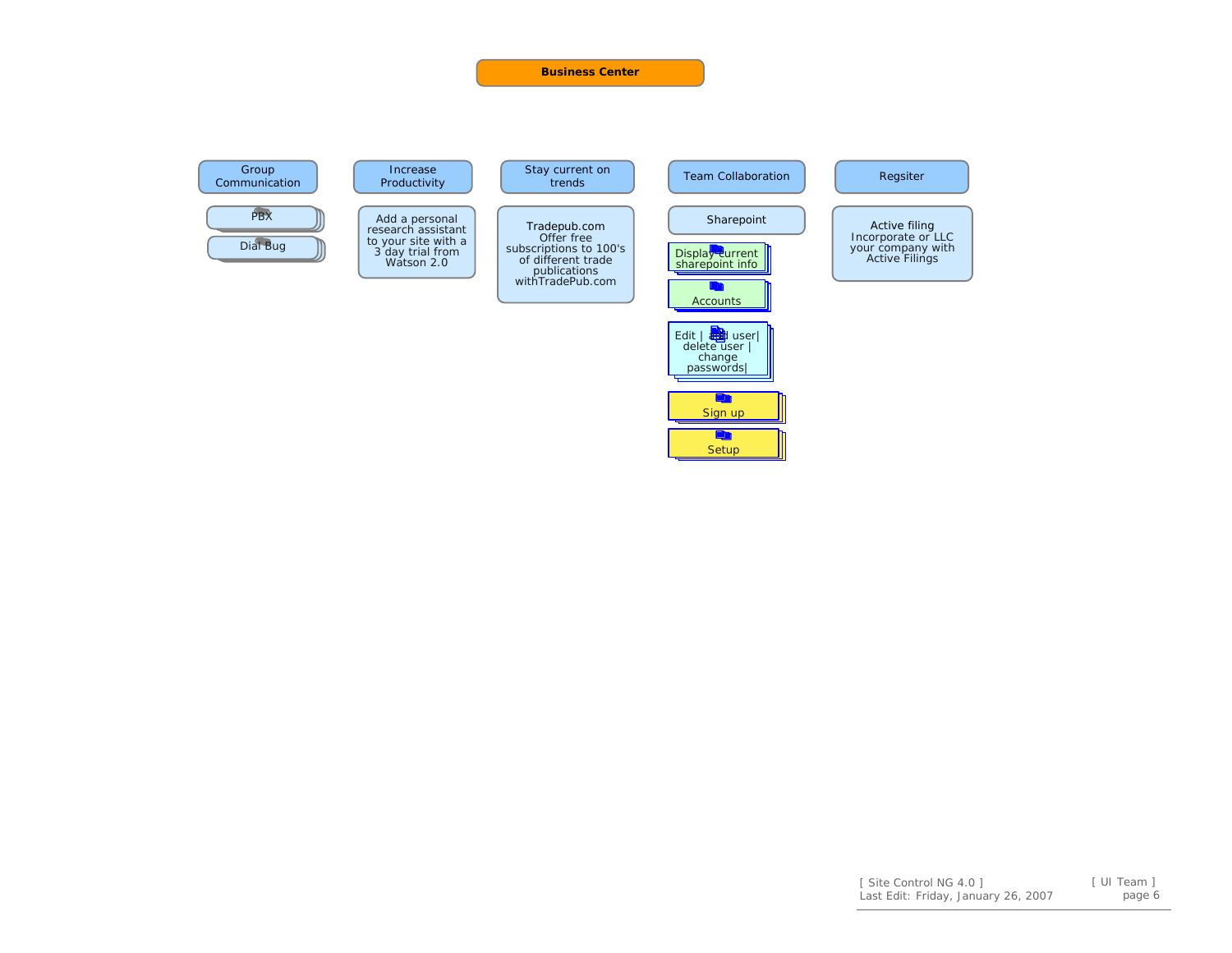# Business Center

## Group Communication

- PBX
- Dial Bug

## Increase Productivity

- Add a personal research assistant to your site with a 3 day trial from Watson 2.0

## Stay current on trends

- Tradepub.com
  Offer free subscriptions to 100's of different trade publications withTradePub.com

## Team Collaboration

- Sharepoint
- Display current sharepoint info
- Accounts
- Edit | add user| delete user | change passwords|
- Sign up
- Setup

## Regsiter

- Active filing
  Incorporate or LLC your company with Active Filings

[ Site Control NG 4.0 ]
Last Edit: Friday, January 26, 2007

[ UI Team ]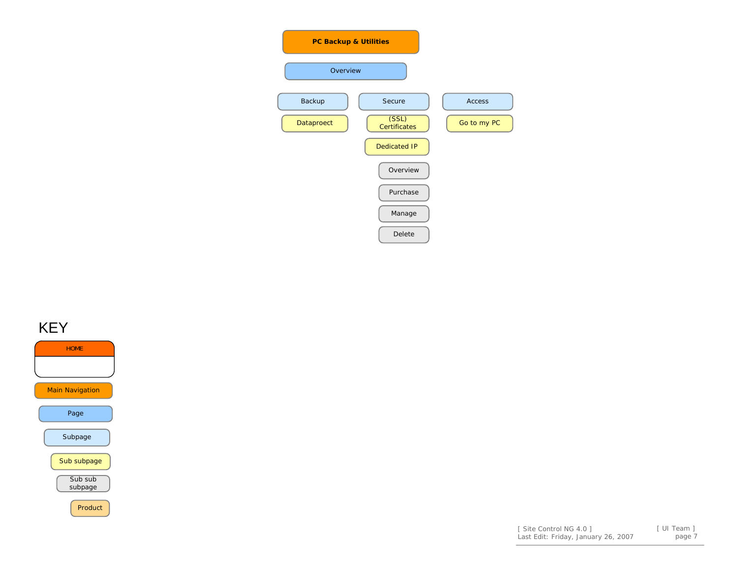# PC Backup & Utilities

- Overview
  - Backup
    - Dataproect
  - Secure
    - (SSL) Certificates
    - Dedicated IP
      - Overview
      - Purchase
      - Manage
      - Delete
  - Access
    - Go to my PC

## KEY

- HOME
- Main Navigation
- Page
- Subpage
- Sub subpage
- Sub sub subpage
- Product

[ Site Control NG 4.0 ]
Last Edit: Friday, January 26, 2007

[ UI Team ]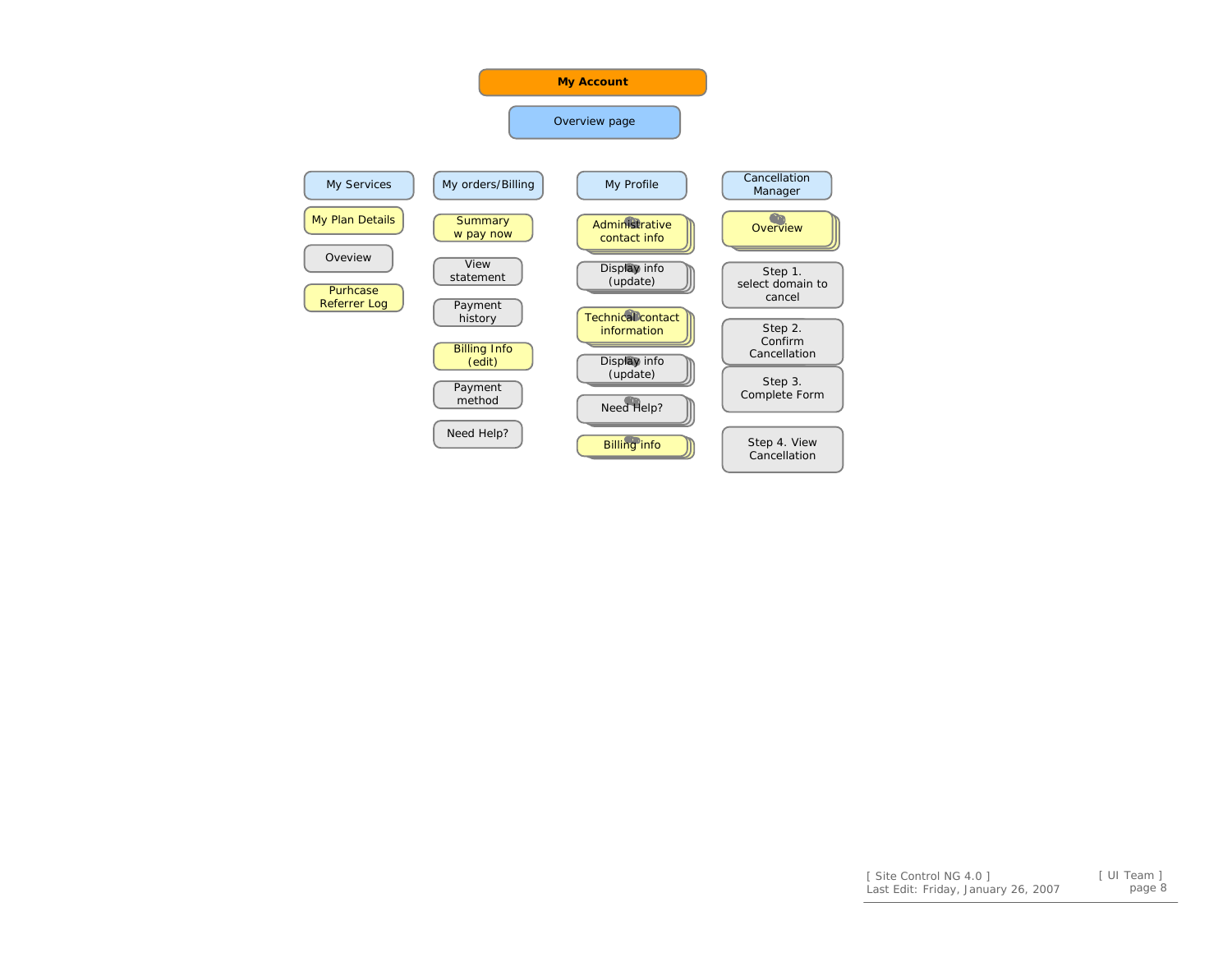# My Account

## Overview page

### My Services

- My Plan Details
- Oveview
- Purhcase Referrer Log

### My orders/Billing

- Summary w pay now
- View statement
- Payment history
- Billing Info (edit)
- Payment method
- Need Help?

### My Profile

- Administrative contact info
- Display info (update)
- Technical contact information
- Display info (update)
- Need Help?
- Billing info

### Cancellation Manager

- Overview
- Step 1. select domain to cancel
- Step 2. Confirm Cancellation
- Step 3. Complete Form
- Step 4. View Cancellation

[ Site Control NG 4.0 ]
Last Edit: Friday, January 26, 2007

[ UI Team ]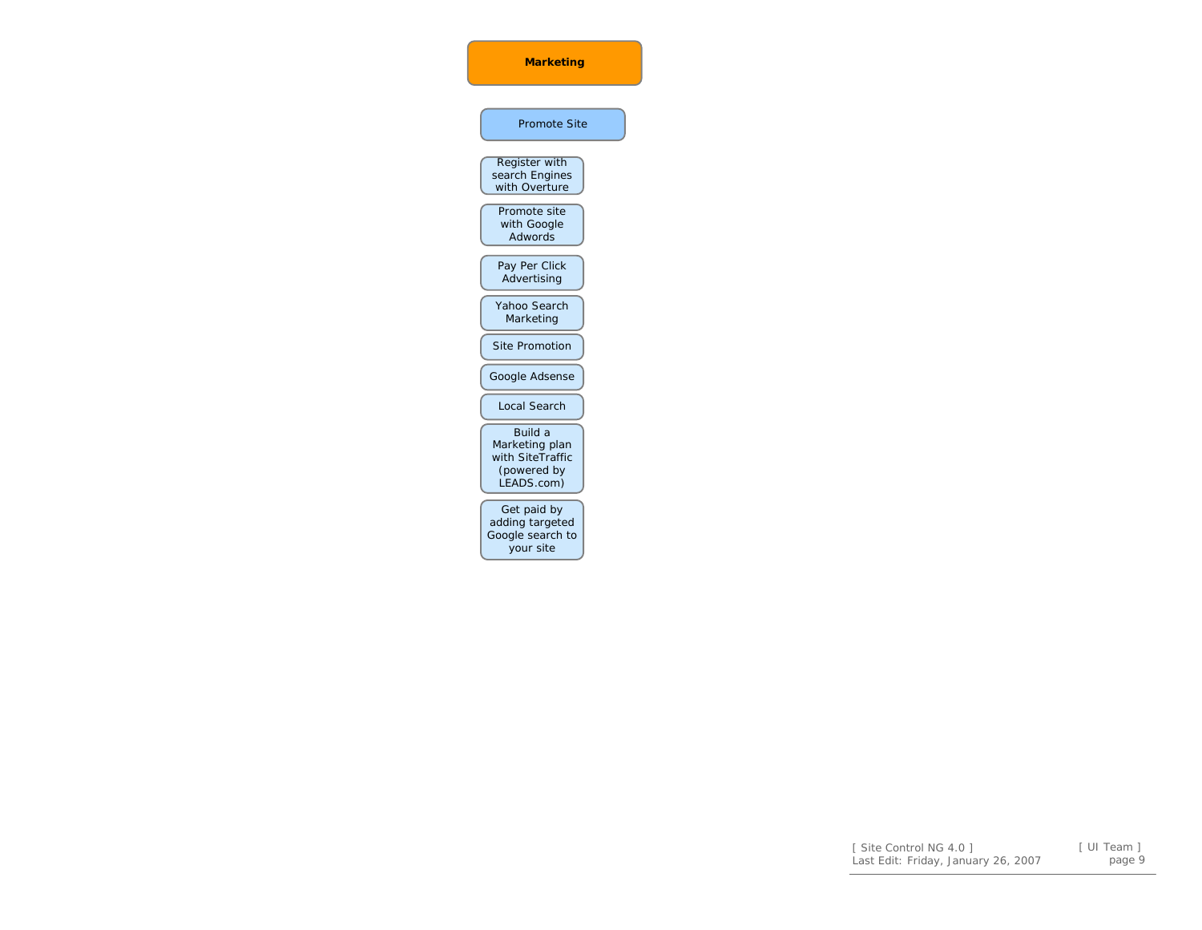# Marketing

## Promote Site

- Register with search Engines with Overture
- Promote site with Google Adwords
- Pay Per Click Advertising
- Yahoo Search Marketing
- Site Promotion
- Google Adsense
- Local Search
- Build a Marketing plan with SiteTraffic (powered by LEADS.com)
- Get paid by adding targeted Google search to your site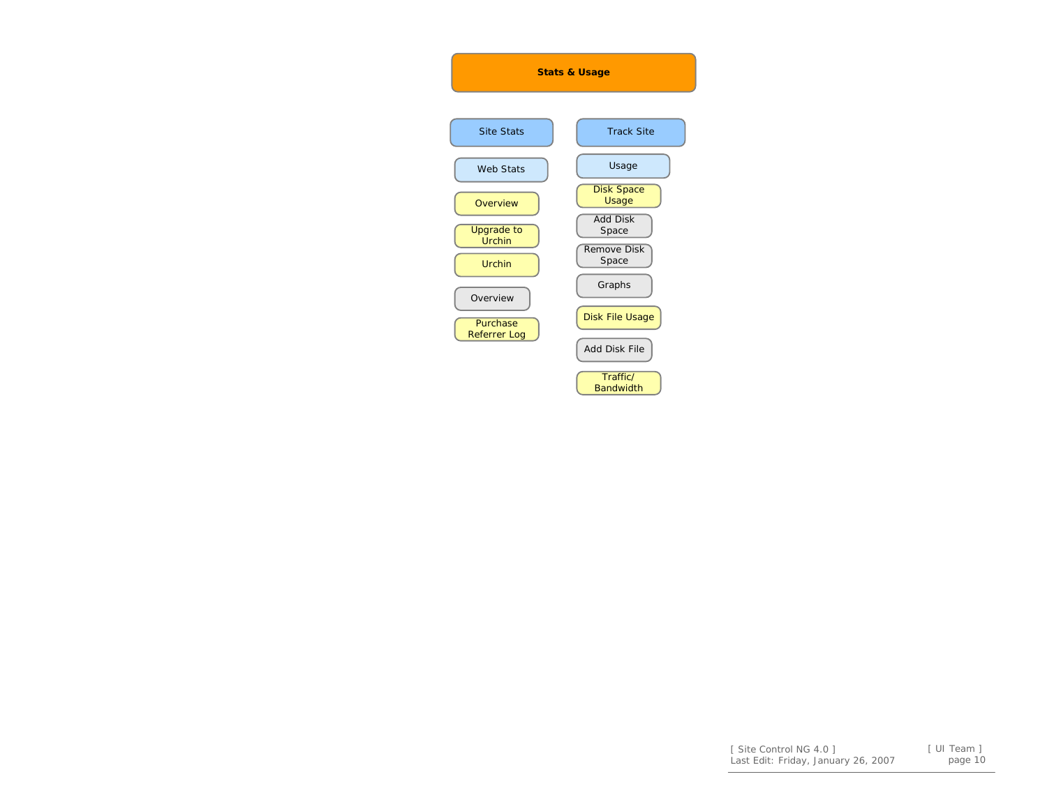# Stats & Usage

## Site Stats

- Web Stats
- Overview
- Upgrade to Urchin
- Urchin
- Overview
- Purchase Referrer Log

## Track Site

- Usage
- Disk Space Usage
- Add Disk Space
- Remove Disk Space
- Graphs
- Disk File Usage
- Add Disk File
- Traffic/ Bandwidth